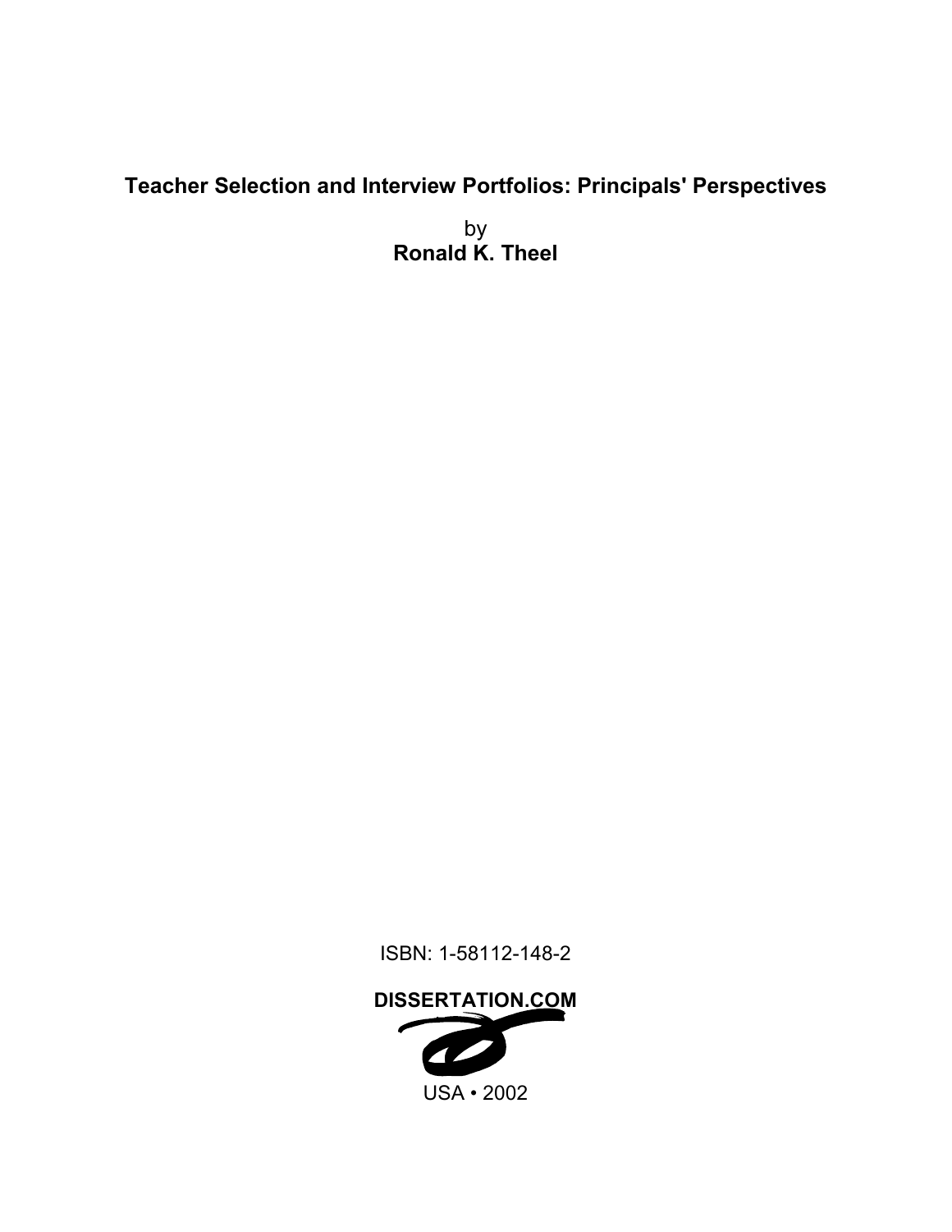# Teacher Selection and Interview Portfolios: Principals' Perspectives

by

**Ronald K. Theel**

ISBN: 1-58112-148-2

**DISSERTATION.COM**

USA • 2002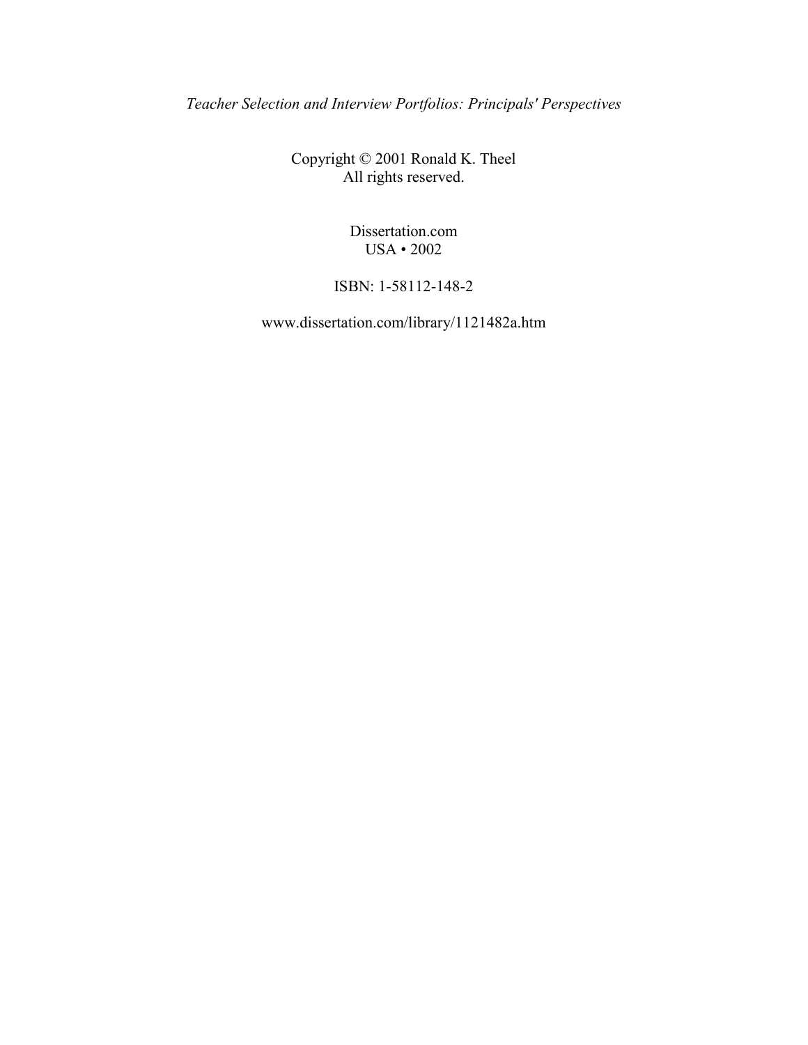*Teacher Selection and Interview Portfolios: Principals' Perspectives*

Copyright © 2001 Ronald K. Theel
All rights reserved.

Dissertation.com
USA • 2002

ISBN: 1-58112-148-2

www.dissertation.com/library/1121482a.htm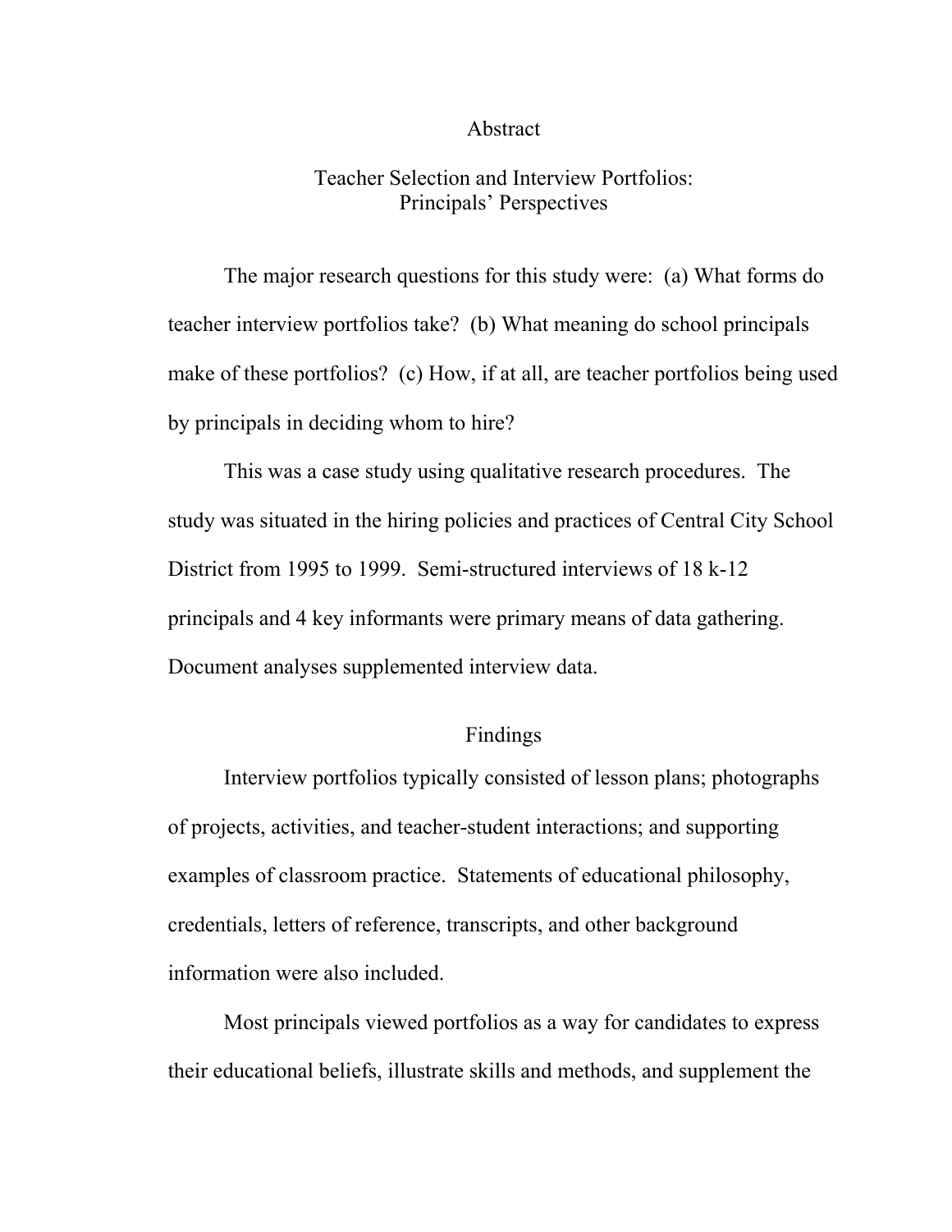# Abstract

## Teacher Selection and Interview Portfolios: Principals' Perspectives

The major research questions for this study were: (a) What forms do teacher interview portfolios take? (b) What meaning do school principals make of these portfolios? (c) How, if at all, are teacher portfolios being used by principals in deciding whom to hire?

This was a case study using qualitative research procedures. The study was situated in the hiring policies and practices of Central City School District from 1995 to 1999. Semi-structured interviews of 18 k-12 principals and 4 key informants were primary means of data gathering. Document analyses supplemented interview data.

## Findings

Interview portfolios typically consisted of lesson plans; photographs of projects, activities, and teacher-student interactions; and supporting examples of classroom practice. Statements of educational philosophy, credentials, letters of reference, transcripts, and other background information were also included.

Most principals viewed portfolios as a way for candidates to express their educational beliefs, illustrate skills and methods, and supplement the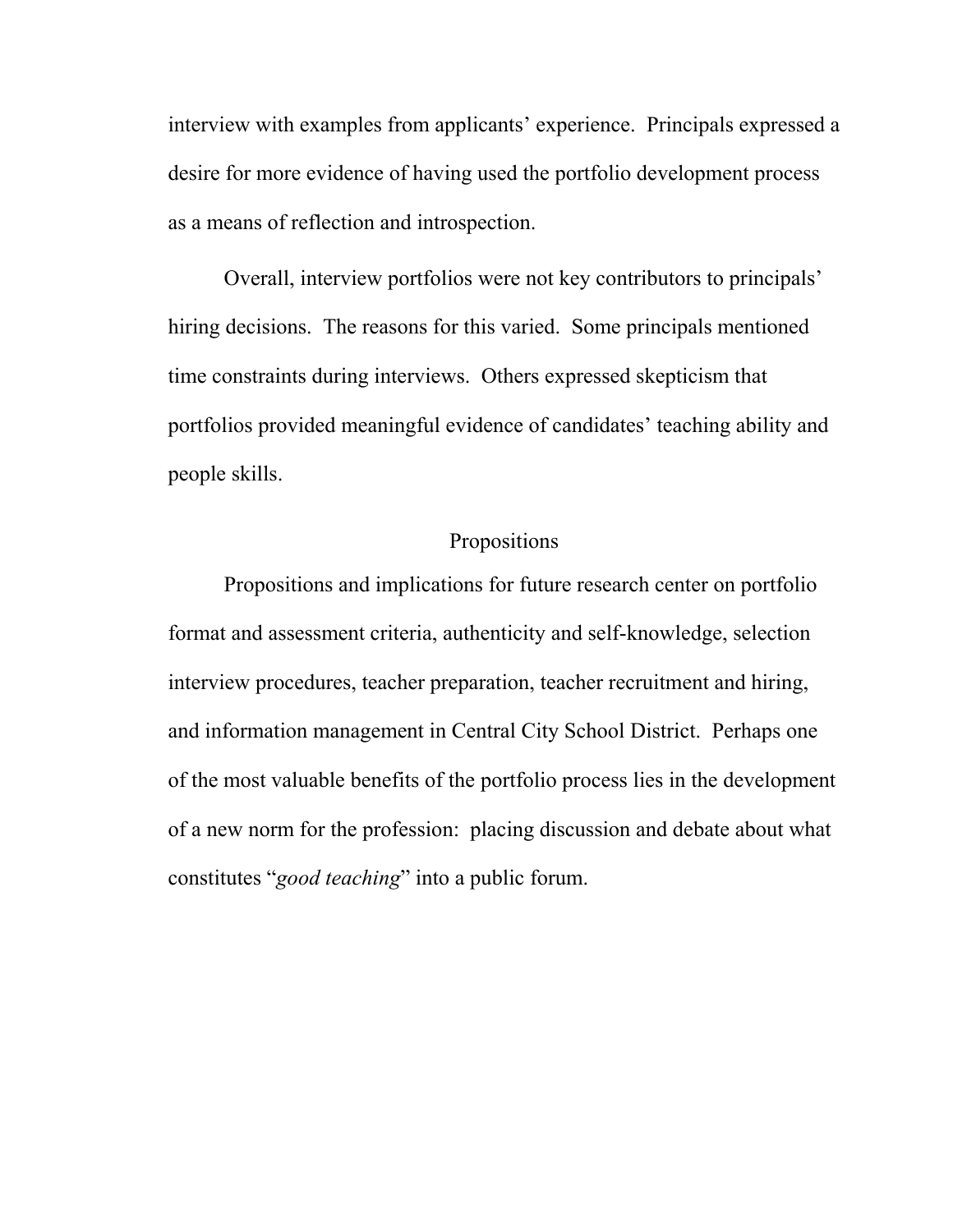interview with examples from applicants' experience. Principals expressed a desire for more evidence of having used the portfolio development process as a means of reflection and introspection.

Overall, interview portfolios were not key contributors to principals' hiring decisions. The reasons for this varied. Some principals mentioned time constraints during interviews. Others expressed skepticism that portfolios provided meaningful evidence of candidates' teaching ability and people skills.

## Propositions

Propositions and implications for future research center on portfolio format and assessment criteria, authenticity and self-knowledge, selection interview procedures, teacher preparation, teacher recruitment and hiring, and information management in Central City School District. Perhaps one of the most valuable benefits of the portfolio process lies in the development of a new norm for the profession: placing discussion and debate about what constitutes "*good teaching*" into a public forum.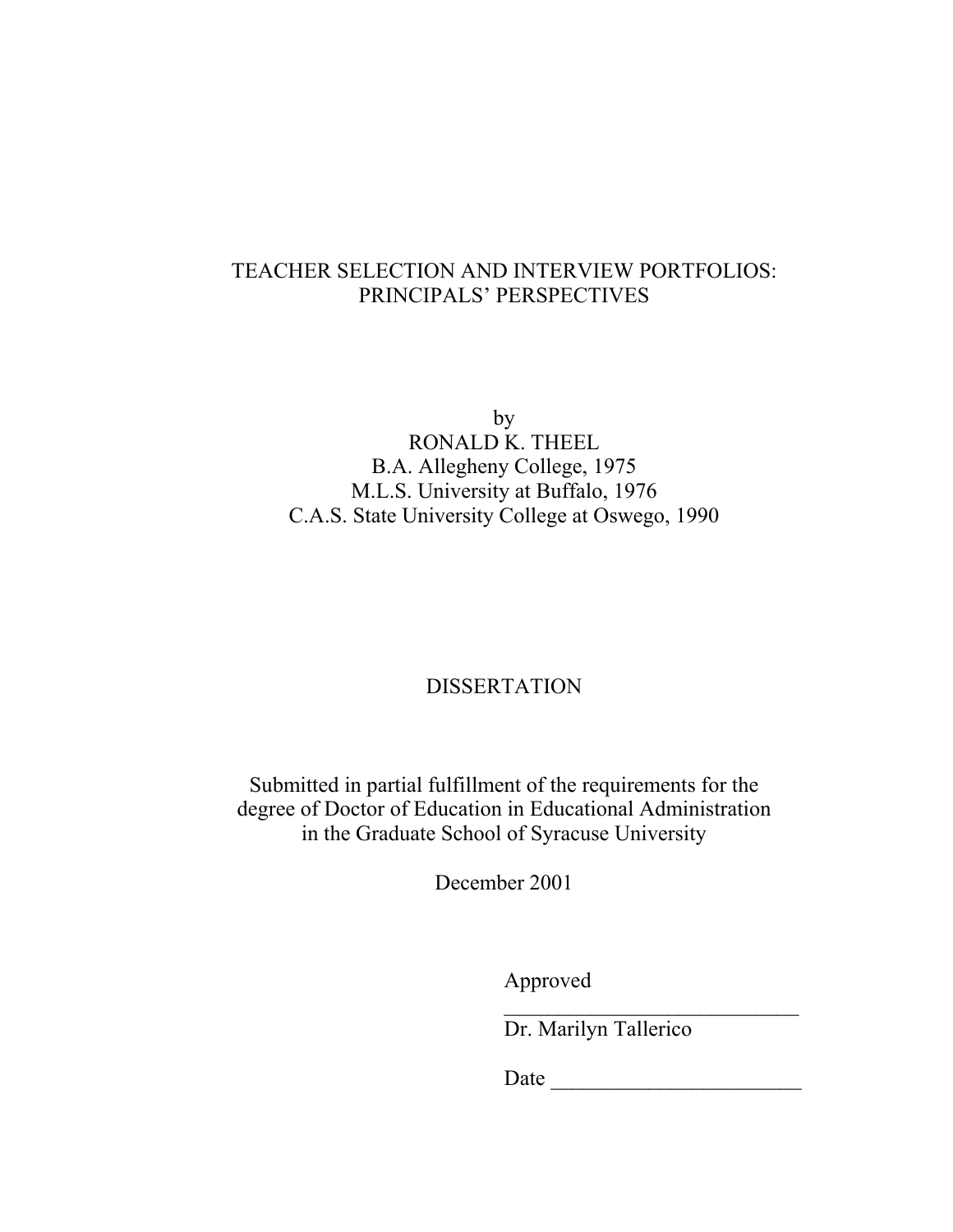# TEACHER SELECTION AND INTERVIEW PORTFOLIOS: PRINCIPALS' PERSPECTIVES

by
RONALD K. THEEL
B.A. Allegheny College, 1975
M.L.S. University at Buffalo, 1976
C.A.S. State University College at Oswego, 1990

DISSERTATION

Submitted in partial fulfillment of the requirements for the degree of Doctor of Education in Educational Administration in the Graduate School of Syracuse University

December 2001

Approved ___________________________
Dr. Marilyn Tallerico

Date _______________________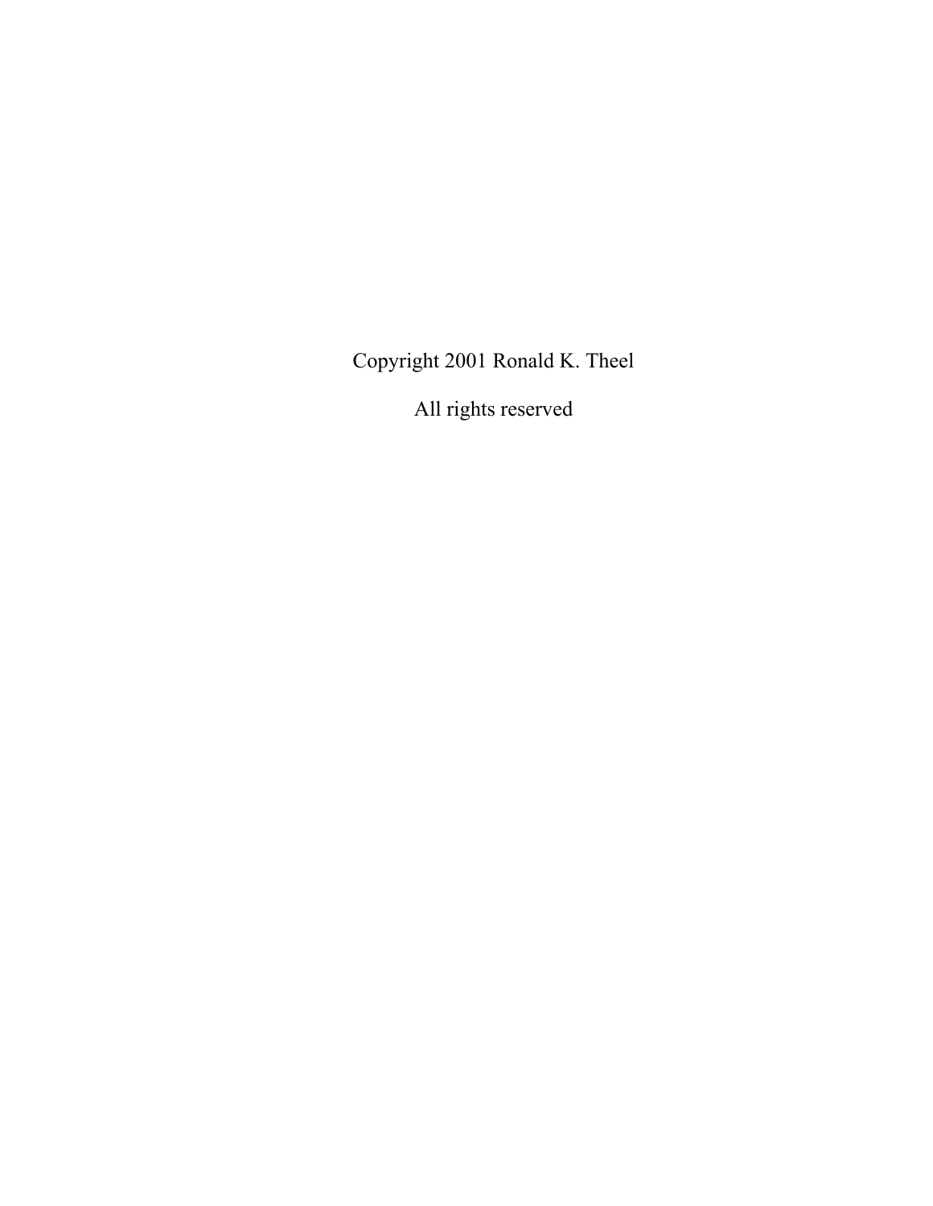Copyright 2001 Ronald K. Theel

All rights reserved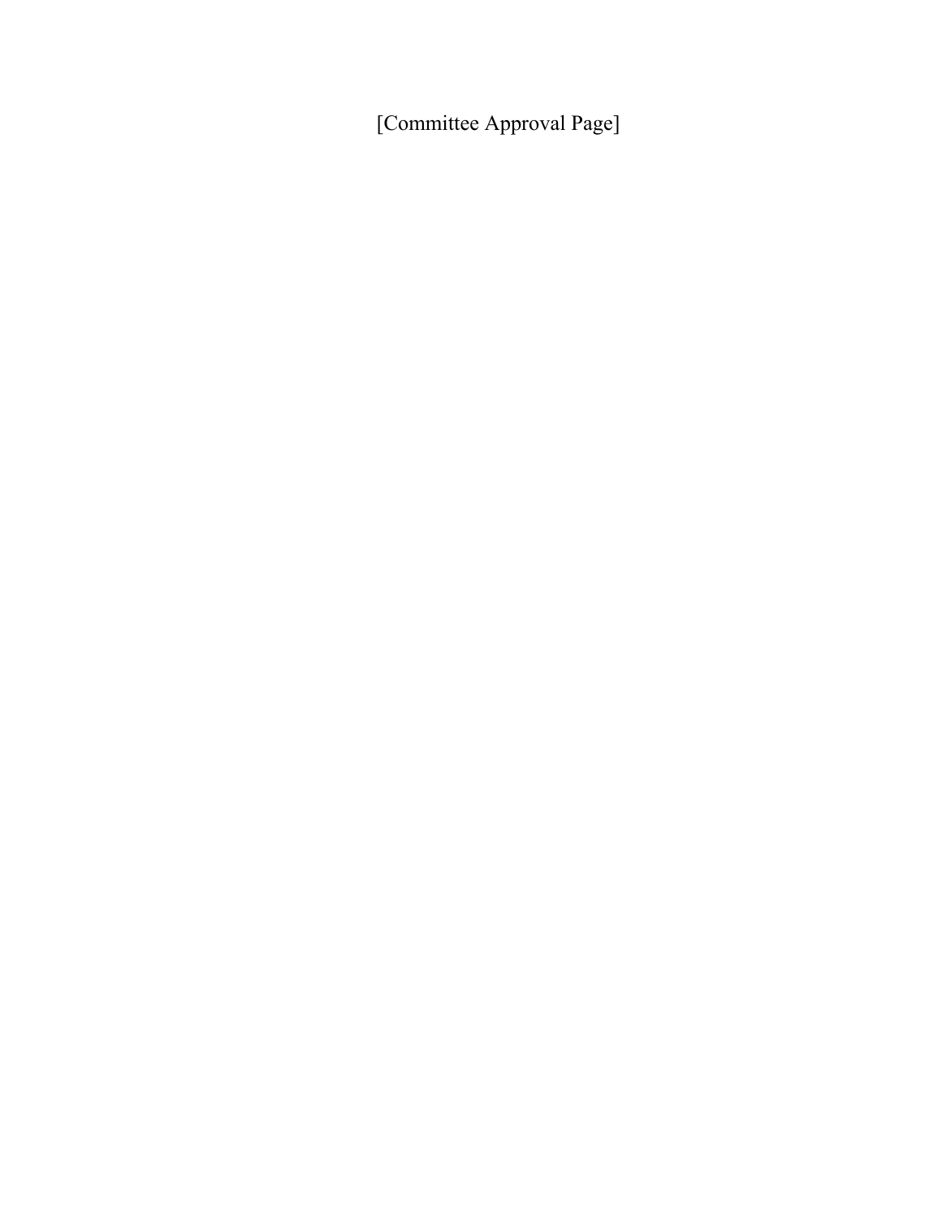[Committee Approval Page]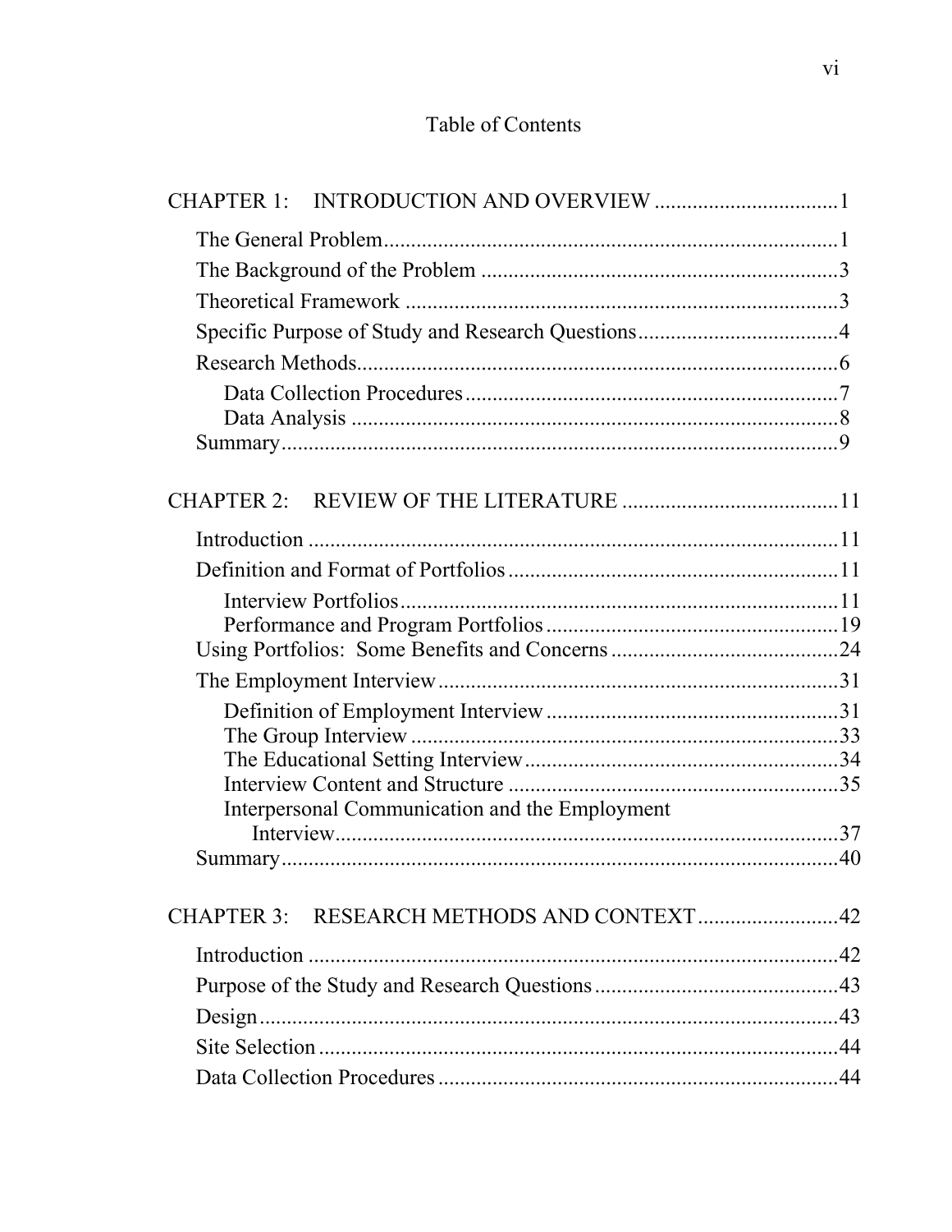# Table of Contents

CHAPTER 1: INTRODUCTION AND OVERVIEW ....................................1

- The General Problem....................................................................................1
- The Background of the Problem ..................................................................3
- Theoretical Framework ................................................................................3
- Specific Purpose of Study and Research Questions.....................................4
- Research Methods.........................................................................................6
  - Data Collection Procedures.....................................................................7
  - Data Analysis ..........................................................................................8
- Summary.......................................................................................................9

CHAPTER 2: REVIEW OF THE LITERATURE ........................................11

- Introduction .................................................................................................11
- Definition and Format of Portfolios ............................................................11
  - Interview Portfolios.................................................................................11
  - Performance and Program Portfolios ......................................................19
- Using Portfolios: Some Benefits and Concerns ..........................................24
- The Employment Interview .........................................................................31
  - Definition of Employment Interview .....................................................31
  - The Group Interview ..............................................................................33
  - The Educational Setting Interview..........................................................34
  - Interview Content and Structure .............................................................35
  - Interpersonal Communication and the Employment Interview.............................................................................37
- Summary......................................................................................................40

CHAPTER 3: RESEARCH METHODS AND CONTEXT..........................42

- Introduction .................................................................................................42
- Purpose of the Study and Research Questions .............................................43
- Design...........................................................................................................43
- Site Selection ................................................................................................44
- Data Collection Procedures ..........................................................................44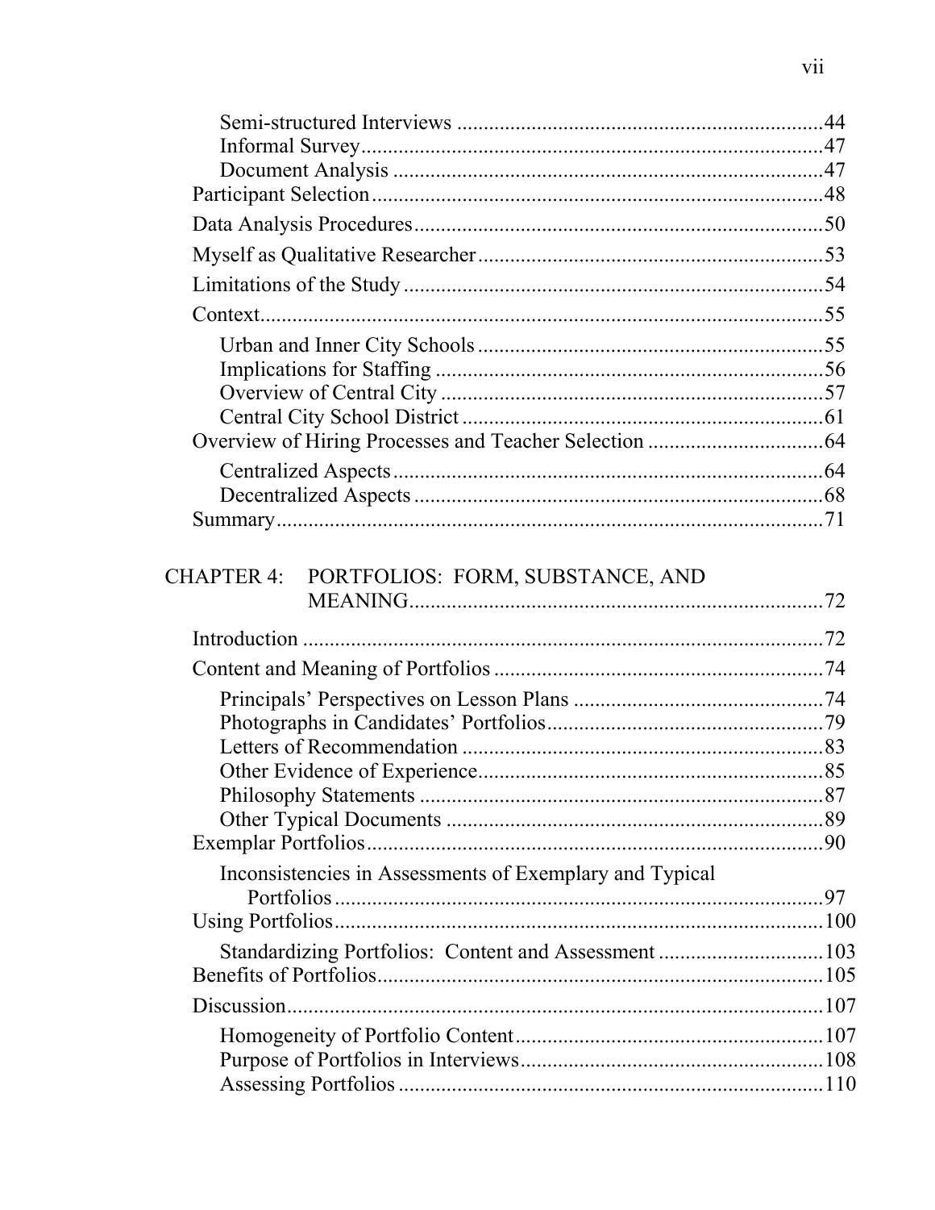Semi-structured Interviews ....................................................................44
Informal Survey ........................................................................................47
Document Analysis ..................................................................................47
Participant Selection ......................................................................................48
Data Analysis Procedures ..............................................................................50
Myself as Qualitative Researcher ..................................................................53
Limitations of the Study .................................................................................54
Context ...........................................................................................................55
Urban and Inner City Schools .................................................................55
Implications for Staffing .........................................................................56
Overview of Central City .........................................................................57
Central City School District .....................................................................61
Overview of Hiring Processes and Teacher Selection ...................................64
Centralized Aspects ..................................................................................64
Decentralized Aspects ..............................................................................68
Summary .........................................................................................................71

CHAPTER 4: PORTFOLIOS: FORM, SUBSTANCE, AND MEANING .............................................................................72

Introduction ....................................................................................................72
Content and Meaning of Portfolios ................................................................74
Principals' Perspectives on Lesson Plans ................................................74
Photographs in Candidates' Portfolios .....................................................79
Letters of Recommendation .....................................................................83
Other Evidence of Experience ..................................................................85
Philosophy Statements .............................................................................87
Other Typical Documents ........................................................................89
Exemplar Portfolios ........................................................................................90
Inconsistencies in Assessments of Exemplary and Typical Portfolios .............................................................................................97
Using Portfolios .............................................................................................100
Standardizing Portfolios: Content and Assessment .................................103
Benefits of Portfolios .....................................................................................105
Discussion ......................................................................................................107
Homogeneity of Portfolio Content ...........................................................107
Purpose of Portfolios in Interviews ..........................................................108
Assessing Portfolios .................................................................................110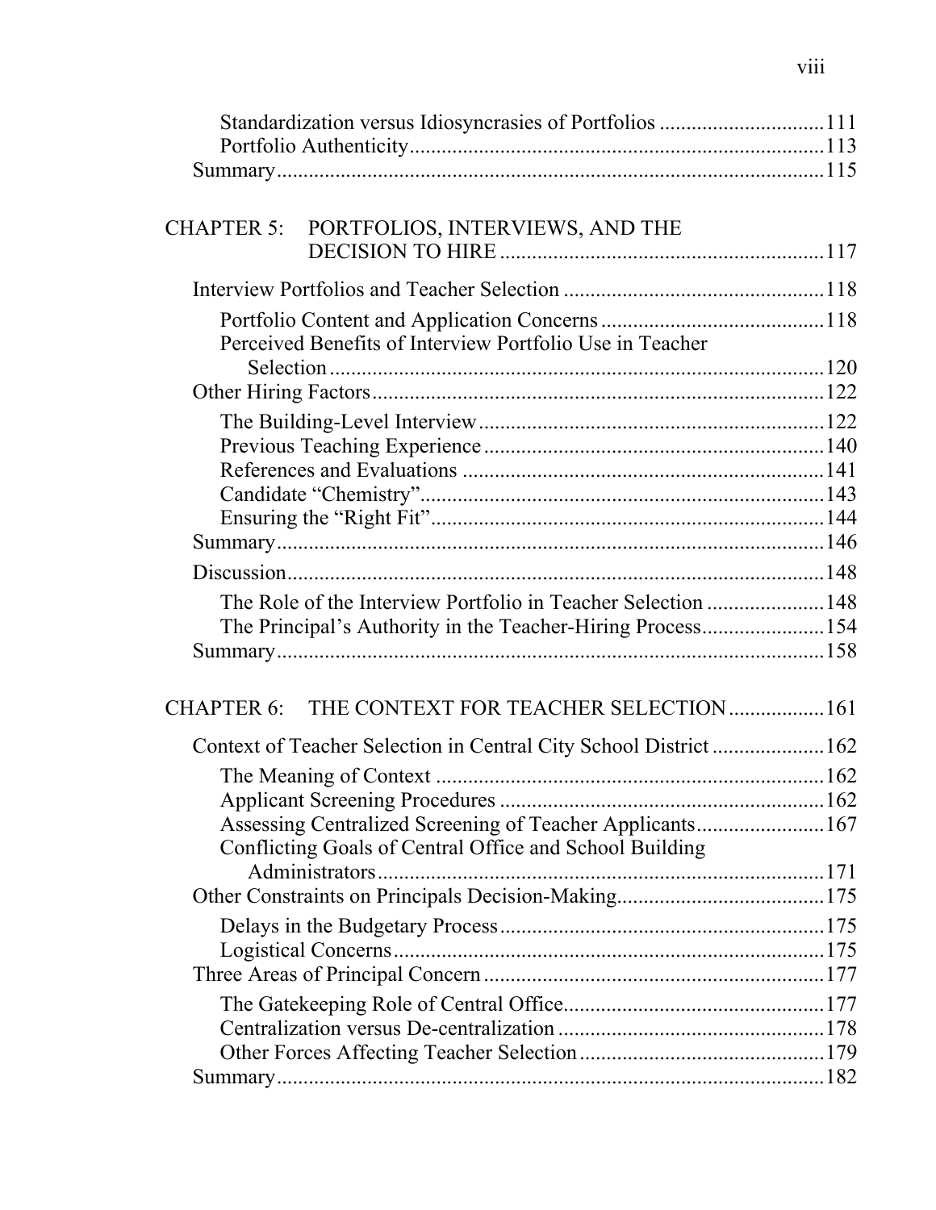Standardization versus Idiosyncrasies of Portfolios ............................... 111
Portfolio Authenticity ........................................................................... 113
Summary ..................................................................................................... 115

CHAPTER 5: PORTFOLIOS, INTERVIEWS, AND THE DECISION TO HIRE ........................................................... 117

Interview Portfolios and Teacher Selection ................................................ 118

Portfolio Content and Application Concerns .......................................... 118
Perceived Benefits of Interview Portfolio Use in Teacher Selection ........................................................................................... 120

Other Hiring Factors ................................................................................... 122

The Building-Level Interview ................................................................ 122
Previous Teaching Experience ............................................................... 140
References and Evaluations ................................................................... 141
Candidate "Chemistry" ........................................................................... 143
Ensuring the "Right Fit" ......................................................................... 144

Summary ..................................................................................................... 146

Discussion ................................................................................................... 148

The Role of the Interview Portfolio in Teacher Selection ...................... 148
The Principal's Authority in the Teacher-Hiring Process ....................... 154

Summary ..................................................................................................... 158

CHAPTER 6: THE CONTEXT FOR TEACHER SELECTION ................. 161

Context of Teacher Selection in Central City School District .................... 162

The Meaning of Context ........................................................................ 162
Applicant Screening Procedures ............................................................ 162
Assessing Centralized Screening of Teacher Applicants ........................ 167
Conflicting Goals of Central Office and School Building Administrators ................................................................................... 171

Other Constraints on Principals Decision-Making ....................................... 175

Delays in the Budgetary Process ............................................................ 175
Logistical Concerns ................................................................................ 175

Three Areas of Principal Concern ............................................................... 177

The Gatekeeping Role of Central Office ................................................ 177
Centralization versus De-centralization ................................................. 178
Other Forces Affecting Teacher Selection ............................................. 179

Summary ..................................................................................................... 182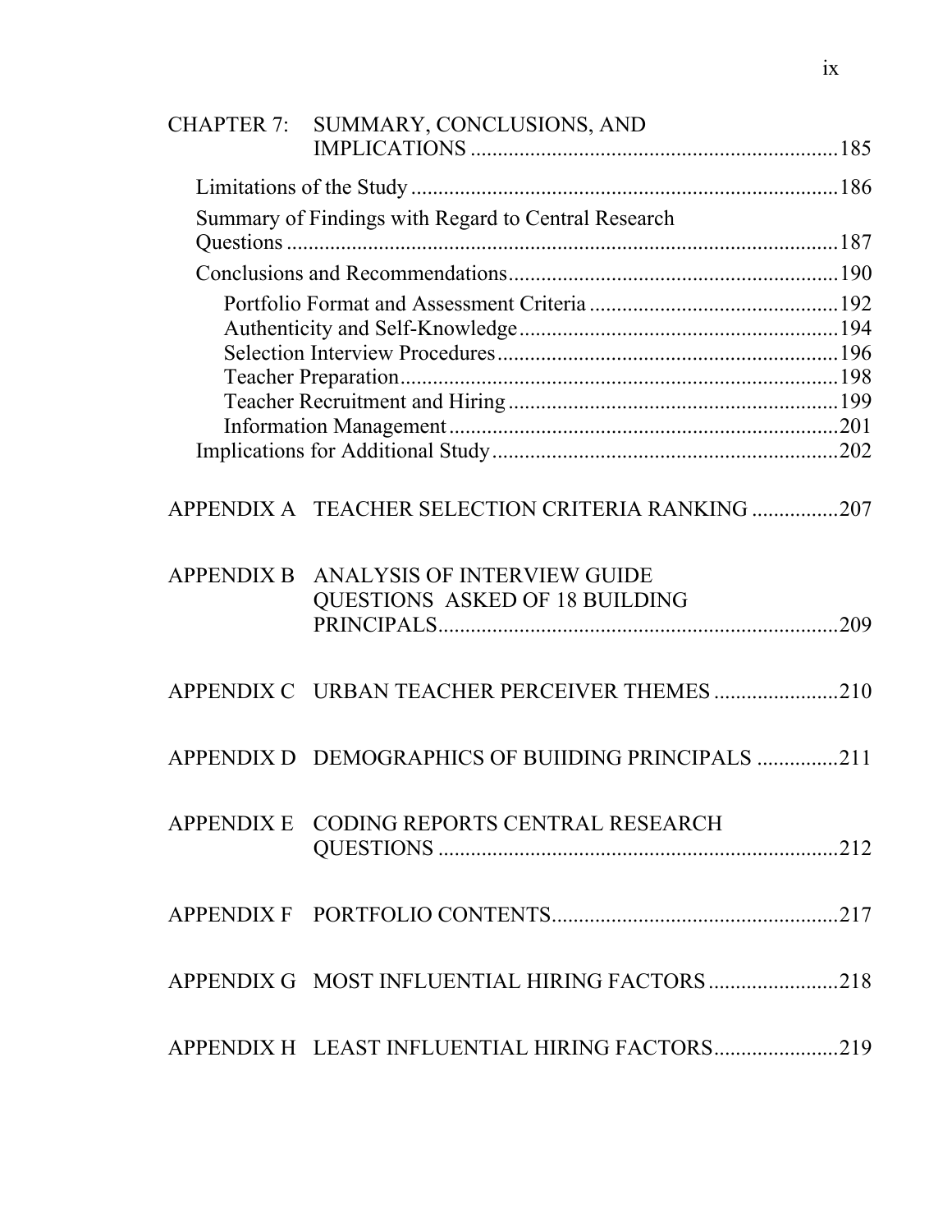CHAPTER 7: SUMMARY, CONCLUSIONS, AND IMPLICATIONS .......... 185

- Limitations of the Study .......... 186
- Summary of Findings with Regard to Central Research Questions .......... 187
- Conclusions and Recommendations .......... 190
  - Portfolio Format and Assessment Criteria .......... 192
  - Authenticity and Self-Knowledge .......... 194
  - Selection Interview Procedures .......... 196
  - Teacher Preparation .......... 198
  - Teacher Recruitment and Hiring .......... 199
  - Information Management .......... 201
- Implications for Additional Study .......... 202

APPENDIX A TEACHER SELECTION CRITERIA RANKING .......... 207

APPENDIX B ANALYSIS OF INTERVIEW GUIDE QUESTIONS ASKED OF 18 BUILDING PRINCIPALS .......... 209

APPENDIX C URBAN TEACHER PERCEIVER THEMES .......... 210

APPENDIX D DEMOGRAPHICS OF BUIIDING PRINCIPALS .......... 211

APPENDIX E CODING REPORTS CENTRAL RESEARCH QUESTIONS .......... 212

APPENDIX F PORTFOLIO CONTENTS .......... 217

APPENDIX G MOST INFLUENTIAL HIRING FACTORS .......... 218

APPENDIX H LEAST INFLUENTIAL HIRING FACTORS .......... 219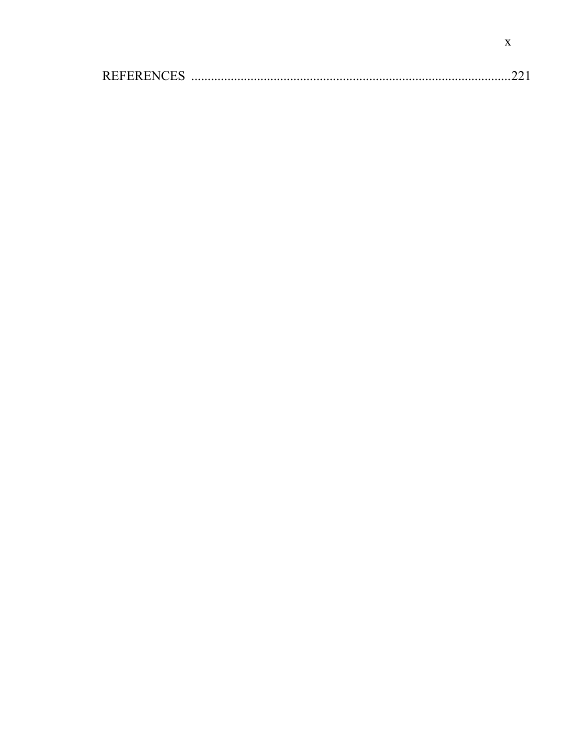REFERENCES .................................................................................................221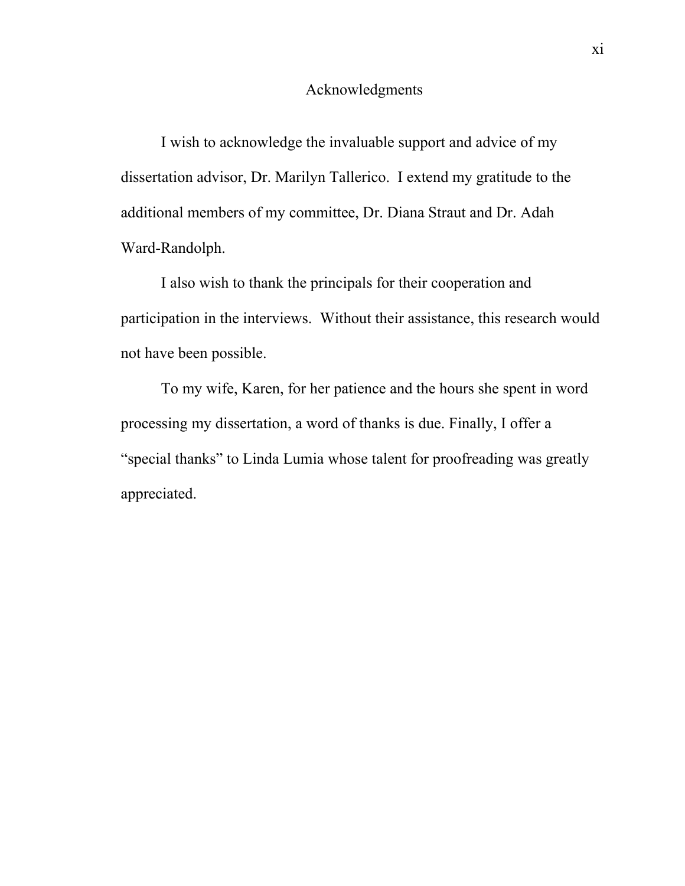# Acknowledgments

I wish to acknowledge the invaluable support and advice of my dissertation advisor, Dr. Marilyn Tallerico. I extend my gratitude to the additional members of my committee, Dr. Diana Straut and Dr. Adah Ward-Randolph.

I also wish to thank the principals for their cooperation and participation in the interviews. Without their assistance, this research would not have been possible.

To my wife, Karen, for her patience and the hours she spent in word processing my dissertation, a word of thanks is due. Finally, I offer a "special thanks" to Linda Lumia whose talent for proofreading was greatly appreciated.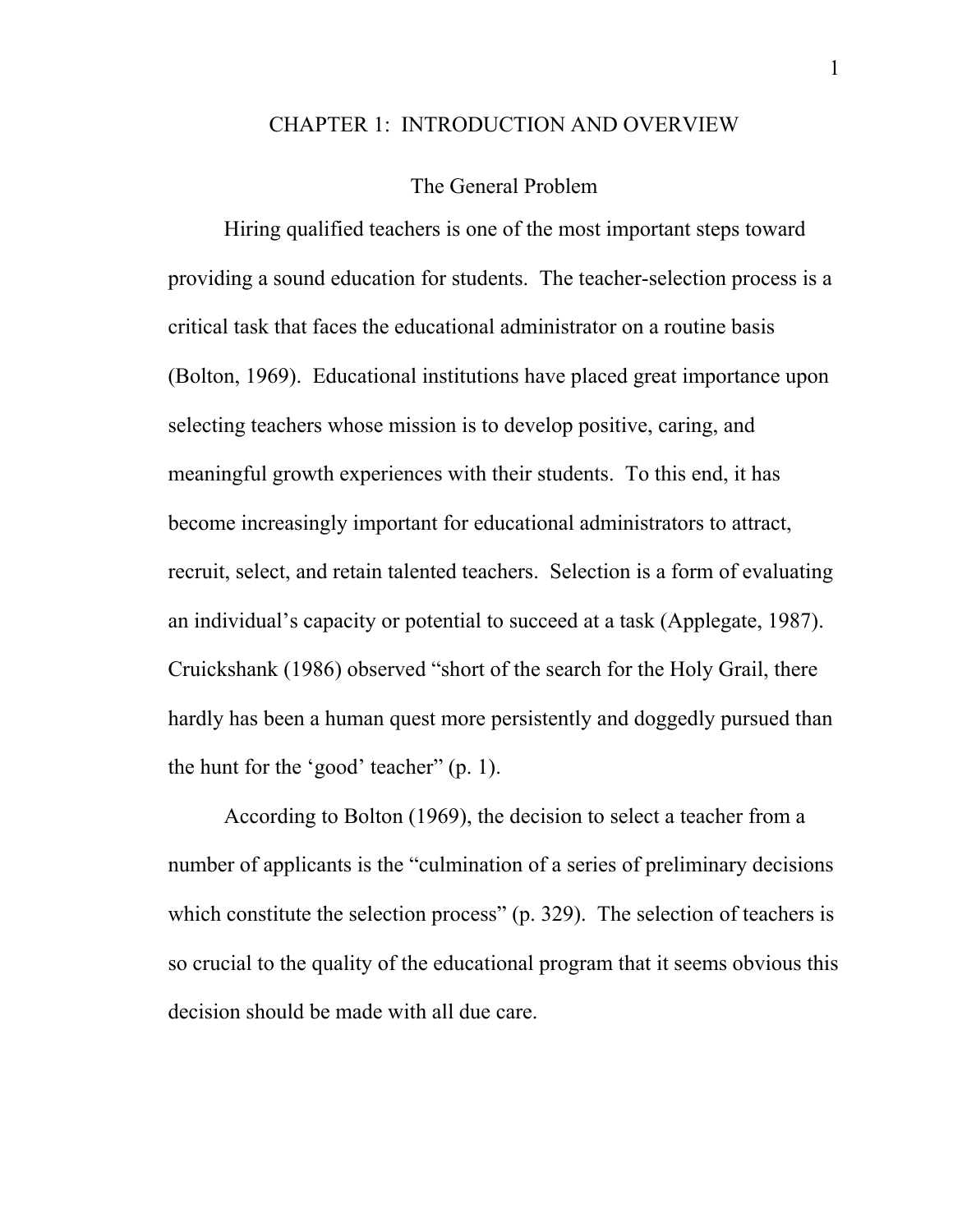# CHAPTER 1: INTRODUCTION AND OVERVIEW

## The General Problem

Hiring qualified teachers is one of the most important steps toward providing a sound education for students. The teacher-selection process is a critical task that faces the educational administrator on a routine basis (Bolton, 1969). Educational institutions have placed great importance upon selecting teachers whose mission is to develop positive, caring, and meaningful growth experiences with their students. To this end, it has become increasingly important for educational administrators to attract, recruit, select, and retain talented teachers. Selection is a form of evaluating an individual's capacity or potential to succeed at a task (Applegate, 1987). Cruickshank (1986) observed "short of the search for the Holy Grail, there hardly has been a human quest more persistently and doggedly pursued than the hunt for the 'good' teacher" (p. 1).

According to Bolton (1969), the decision to select a teacher from a number of applicants is the "culmination of a series of preliminary decisions which constitute the selection process" (p. 329). The selection of teachers is so crucial to the quality of the educational program that it seems obvious this decision should be made with all due care.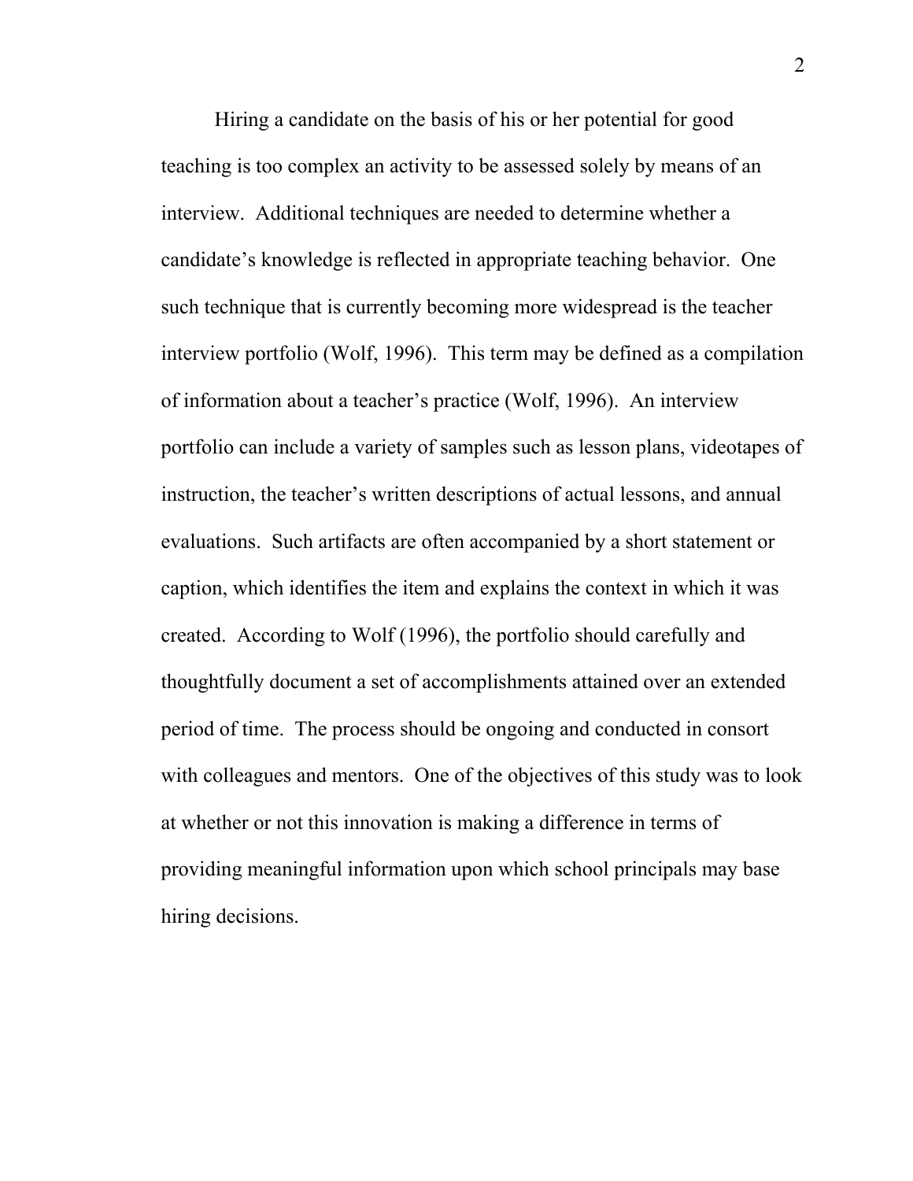Hiring a candidate on the basis of his or her potential for good teaching is too complex an activity to be assessed solely by means of an interview. Additional techniques are needed to determine whether a candidate's knowledge is reflected in appropriate teaching behavior. One such technique that is currently becoming more widespread is the teacher interview portfolio (Wolf, 1996). This term may be defined as a compilation of information about a teacher's practice (Wolf, 1996). An interview portfolio can include a variety of samples such as lesson plans, videotapes of instruction, the teacher's written descriptions of actual lessons, and annual evaluations. Such artifacts are often accompanied by a short statement or caption, which identifies the item and explains the context in which it was created. According to Wolf (1996), the portfolio should carefully and thoughtfully document a set of accomplishments attained over an extended period of time. The process should be ongoing and conducted in consort with colleagues and mentors. One of the objectives of this study was to look at whether or not this innovation is making a difference in terms of providing meaningful information upon which school principals may base hiring decisions.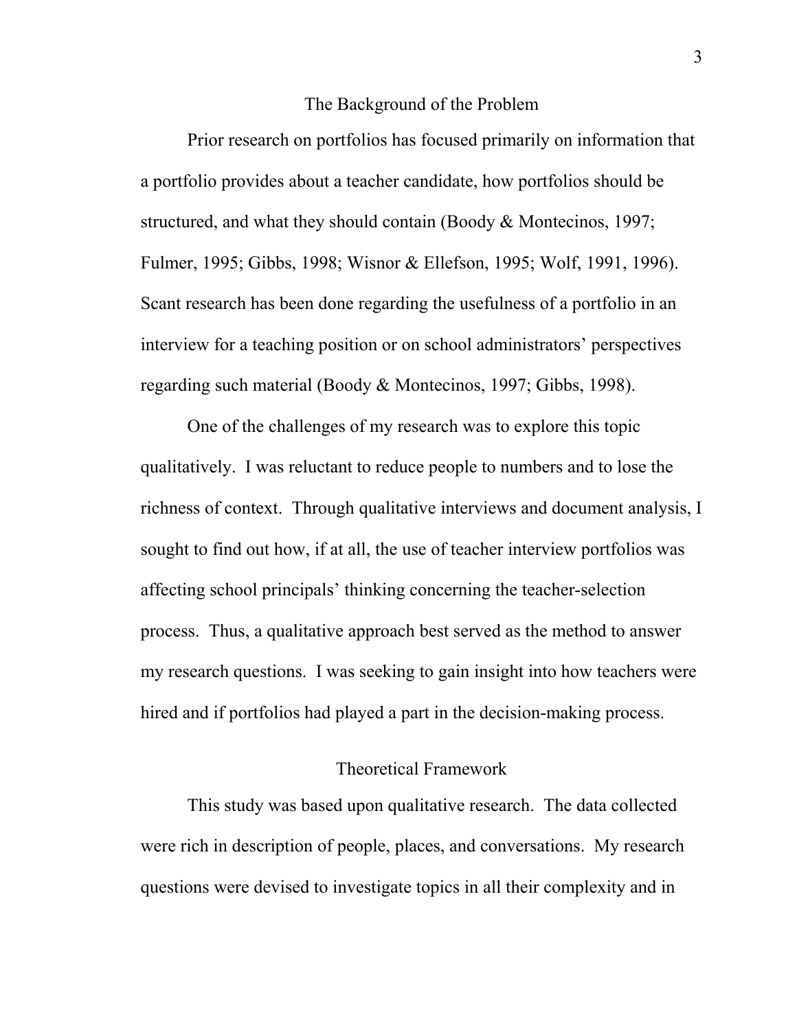## The Background of the Problem

Prior research on portfolios has focused primarily on information that a portfolio provides about a teacher candidate, how portfolios should be structured, and what they should contain (Boody & Montecinos, 1997; Fulmer, 1995; Gibbs, 1998; Wisnor & Ellefson, 1995; Wolf, 1991, 1996). Scant research has been done regarding the usefulness of a portfolio in an interview for a teaching position or on school administrators' perspectives regarding such material (Boody & Montecinos, 1997; Gibbs, 1998).

One of the challenges of my research was to explore this topic qualitatively. I was reluctant to reduce people to numbers and to lose the richness of context. Through qualitative interviews and document analysis, I sought to find out how, if at all, the use of teacher interview portfolios was affecting school principals' thinking concerning the teacher-selection process. Thus, a qualitative approach best served as the method to answer my research questions. I was seeking to gain insight into how teachers were hired and if portfolios had played a part in the decision-making process.

## Theoretical Framework

This study was based upon qualitative research. The data collected were rich in description of people, places, and conversations. My research questions were devised to investigate topics in all their complexity and in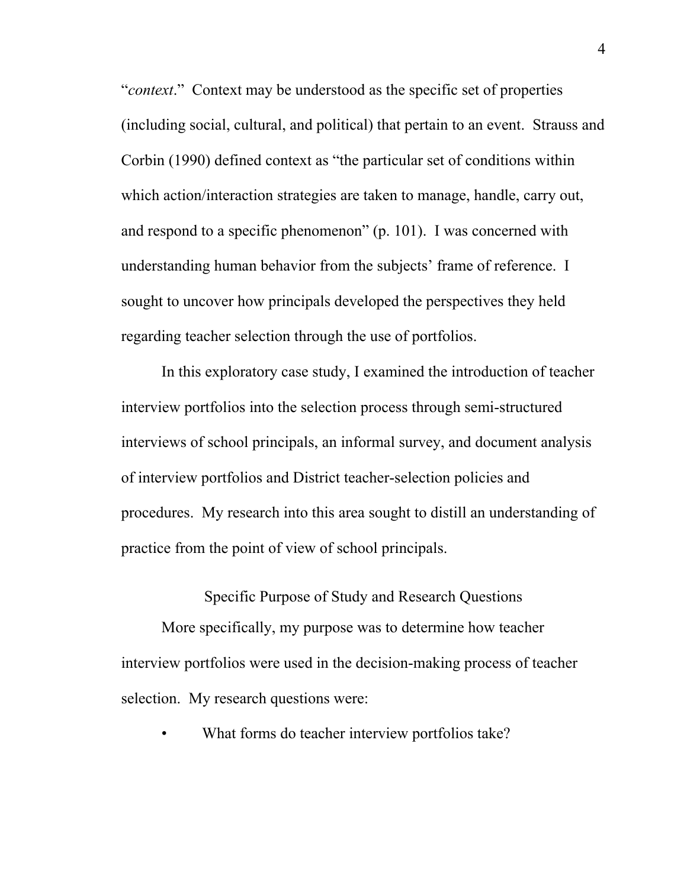"*context*." Context may be understood as the specific set of properties (including social, cultural, and political) that pertain to an event. Strauss and Corbin (1990) defined context as "the particular set of conditions within which action/interaction strategies are taken to manage, handle, carry out, and respond to a specific phenomenon" (p. 101). I was concerned with understanding human behavior from the subjects' frame of reference. I sought to uncover how principals developed the perspectives they held regarding teacher selection through the use of portfolios.

In this exploratory case study, I examined the introduction of teacher interview portfolios into the selection process through semi-structured interviews of school principals, an informal survey, and document analysis of interview portfolios and District teacher-selection policies and procedures. My research into this area sought to distill an understanding of practice from the point of view of school principals.

## Specific Purpose of Study and Research Questions

More specifically, my purpose was to determine how teacher interview portfolios were used in the decision-making process of teacher selection. My research questions were:

- What forms do teacher interview portfolios take?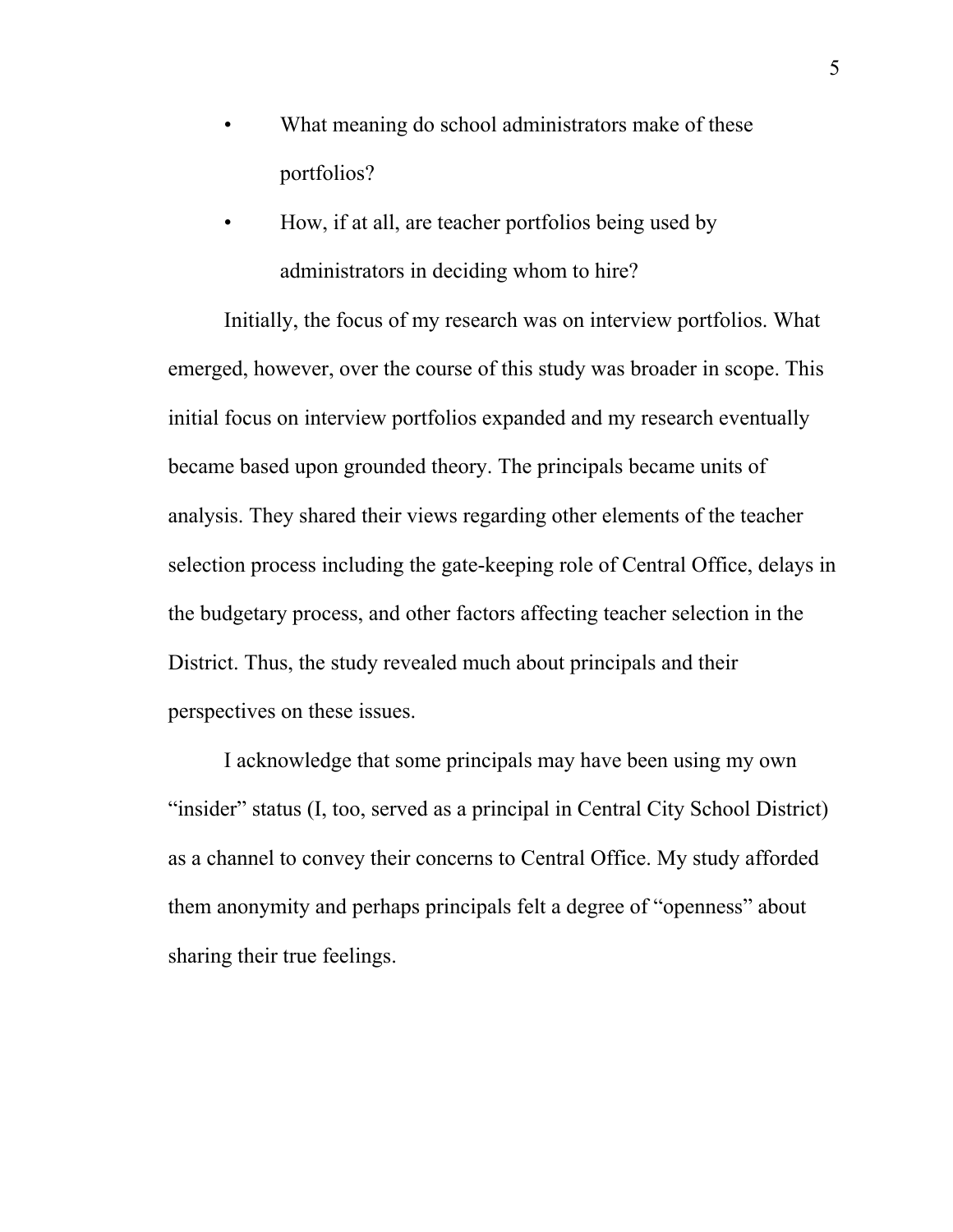- What meaning do school administrators make of these portfolios?
- How, if at all, are teacher portfolios being used by administrators in deciding whom to hire?

Initially, the focus of my research was on interview portfolios. What emerged, however, over the course of this study was broader in scope. This initial focus on interview portfolios expanded and my research eventually became based upon grounded theory. The principals became units of analysis. They shared their views regarding other elements of the teacher selection process including the gate-keeping role of Central Office, delays in the budgetary process, and other factors affecting teacher selection in the District. Thus, the study revealed much about principals and their perspectives on these issues.

I acknowledge that some principals may have been using my own "insider" status (I, too, served as a principal in Central City School District) as a channel to convey their concerns to Central Office. My study afforded them anonymity and perhaps principals felt a degree of "openness" about sharing their true feelings.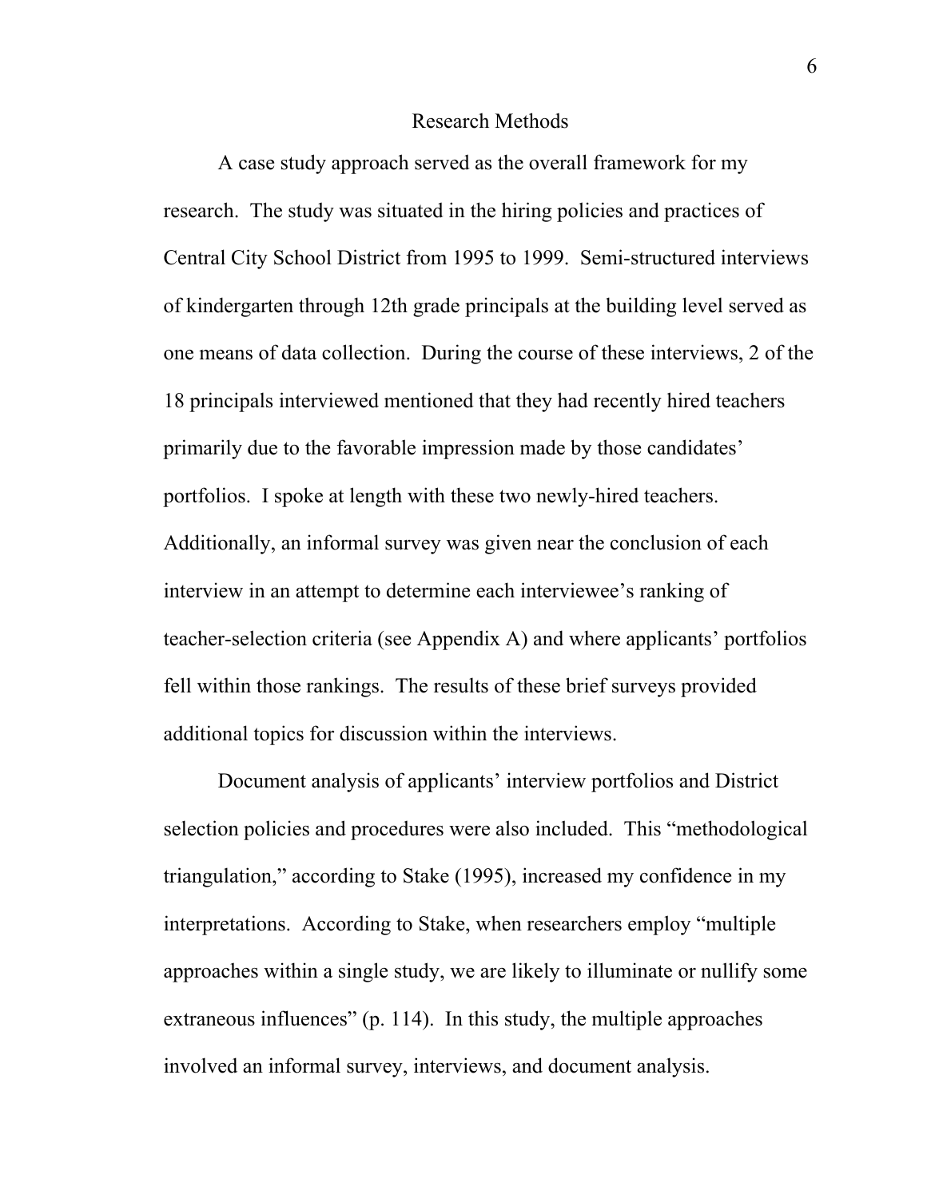# Research Methods

A case study approach served as the overall framework for my research. The study was situated in the hiring policies and practices of Central City School District from 1995 to 1999. Semi-structured interviews of kindergarten through 12th grade principals at the building level served as one means of data collection. During the course of these interviews, 2 of the 18 principals interviewed mentioned that they had recently hired teachers primarily due to the favorable impression made by those candidates' portfolios. I spoke at length with these two newly-hired teachers. Additionally, an informal survey was given near the conclusion of each interview in an attempt to determine each interviewee's ranking of teacher-selection criteria (see Appendix A) and where applicants' portfolios fell within those rankings. The results of these brief surveys provided additional topics for discussion within the interviews.

Document analysis of applicants' interview portfolios and District selection policies and procedures were also included. This "methodological triangulation," according to Stake (1995), increased my confidence in my interpretations. According to Stake, when researchers employ "multiple approaches within a single study, we are likely to illuminate or nullify some extraneous influences" (p. 114). In this study, the multiple approaches involved an informal survey, interviews, and document analysis.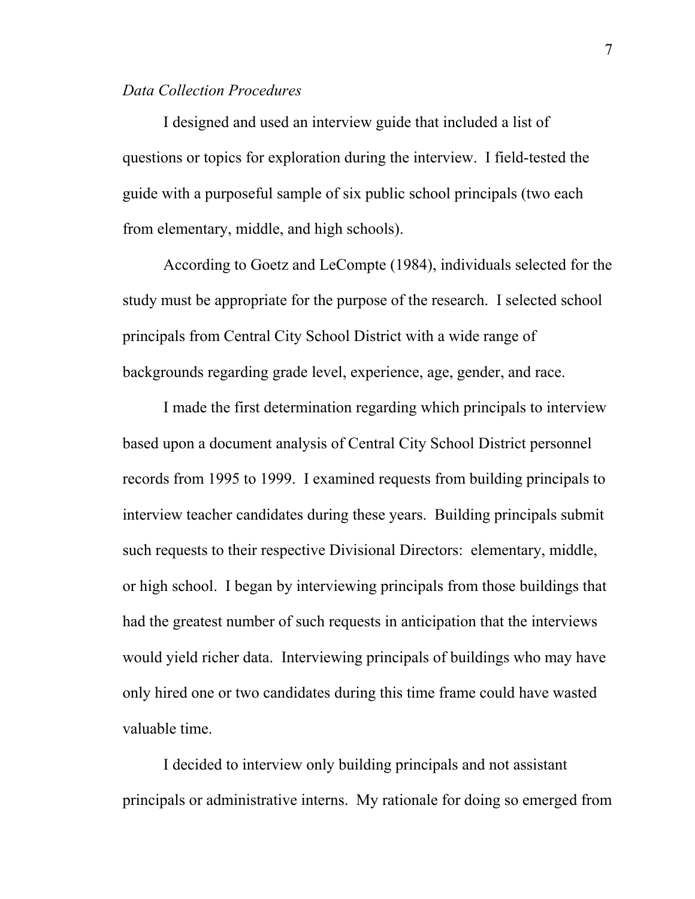*Data Collection Procedures*

I designed and used an interview guide that included a list of questions or topics for exploration during the interview. I field-tested the guide with a purposeful sample of six public school principals (two each from elementary, middle, and high schools).

According to Goetz and LeCompte (1984), individuals selected for the study must be appropriate for the purpose of the research. I selected school principals from Central City School District with a wide range of backgrounds regarding grade level, experience, age, gender, and race.

I made the first determination regarding which principals to interview based upon a document analysis of Central City School District personnel records from 1995 to 1999. I examined requests from building principals to interview teacher candidates during these years. Building principals submit such requests to their respective Divisional Directors: elementary, middle, or high school. I began by interviewing principals from those buildings that had the greatest number of such requests in anticipation that the interviews would yield richer data. Interviewing principals of buildings who may have only hired one or two candidates during this time frame could have wasted valuable time.

I decided to interview only building principals and not assistant principals or administrative interns. My rationale for doing so emerged from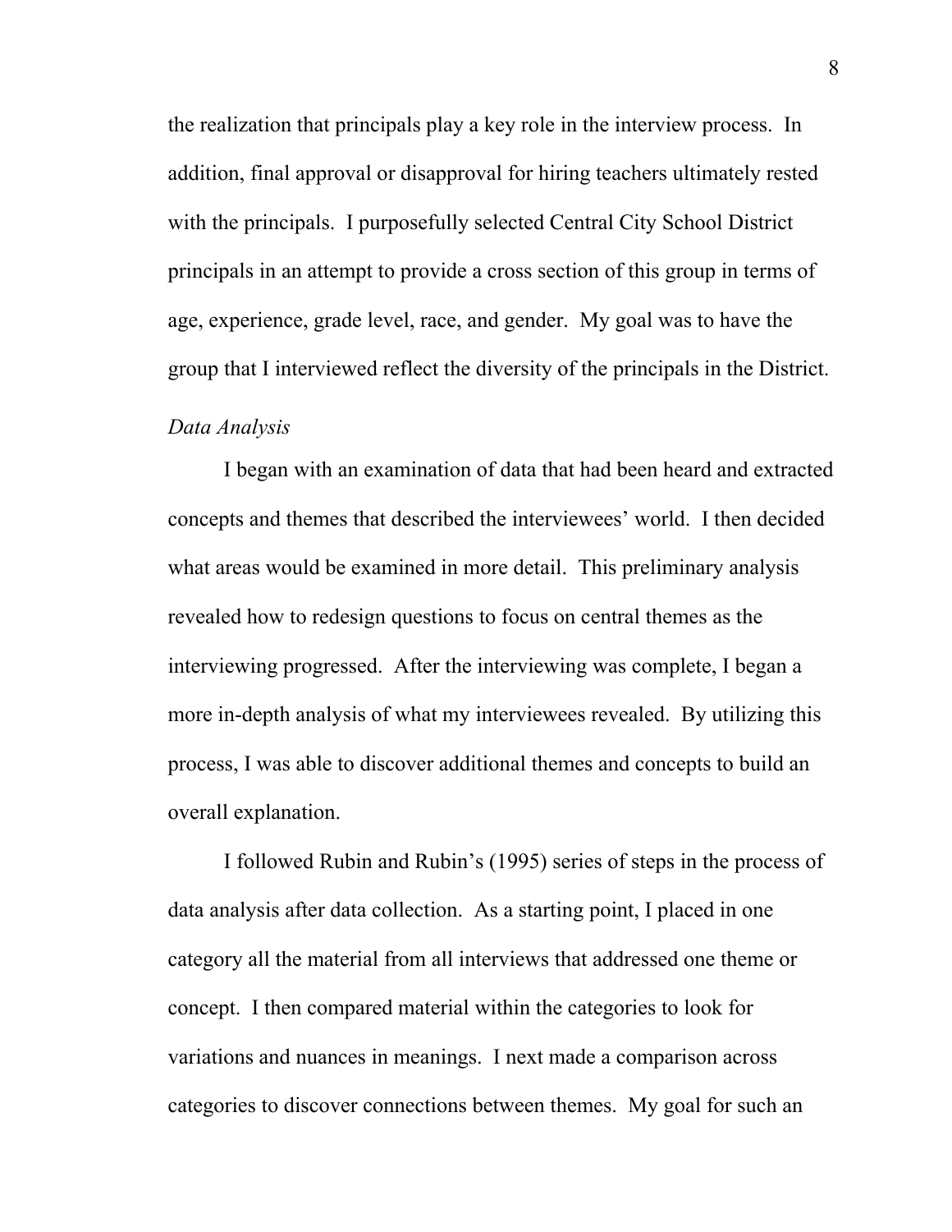the realization that principals play a key role in the interview process. In addition, final approval or disapproval for hiring teachers ultimately rested with the principals. I purposefully selected Central City School District principals in an attempt to provide a cross section of this group in terms of age, experience, grade level, race, and gender. My goal was to have the group that I interviewed reflect the diversity of the principals in the District.

*Data Analysis*

I began with an examination of data that had been heard and extracted concepts and themes that described the interviewees' world. I then decided what areas would be examined in more detail. This preliminary analysis revealed how to redesign questions to focus on central themes as the interviewing progressed. After the interviewing was complete, I began a more in-depth analysis of what my interviewees revealed. By utilizing this process, I was able to discover additional themes and concepts to build an overall explanation.

I followed Rubin and Rubin's (1995) series of steps in the process of data analysis after data collection. As a starting point, I placed in one category all the material from all interviews that addressed one theme or concept. I then compared material within the categories to look for variations and nuances in meanings. I next made a comparison across categories to discover connections between themes. My goal for such an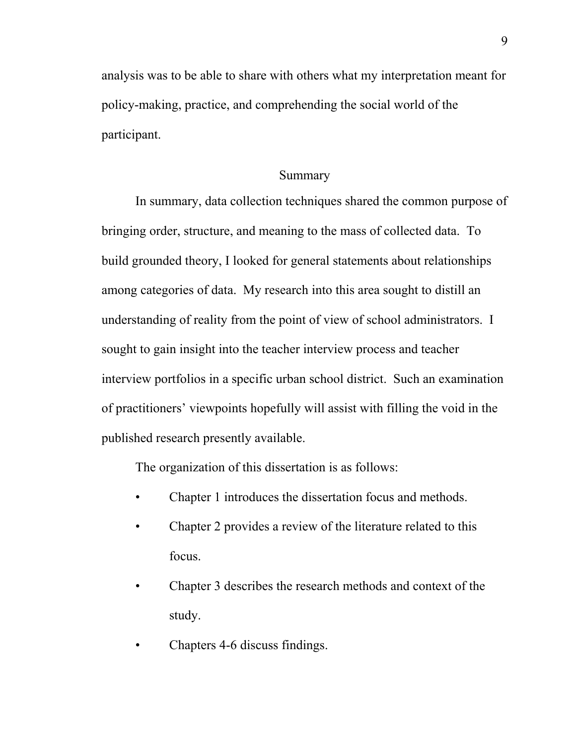analysis was to be able to share with others what my interpretation meant for policy-making, practice, and comprehending the social world of the participant.

## Summary

In summary, data collection techniques shared the common purpose of bringing order, structure, and meaning to the mass of collected data. To build grounded theory, I looked for general statements about relationships among categories of data. My research into this area sought to distill an understanding of reality from the point of view of school administrators. I sought to gain insight into the teacher interview process and teacher interview portfolios in a specific urban school district. Such an examination of practitioners' viewpoints hopefully will assist with filling the void in the published research presently available.

The organization of this dissertation is as follows:

- Chapter 1 introduces the dissertation focus and methods.
- Chapter 2 provides a review of the literature related to this focus.
- Chapter 3 describes the research methods and context of the study.
- Chapters 4-6 discuss findings.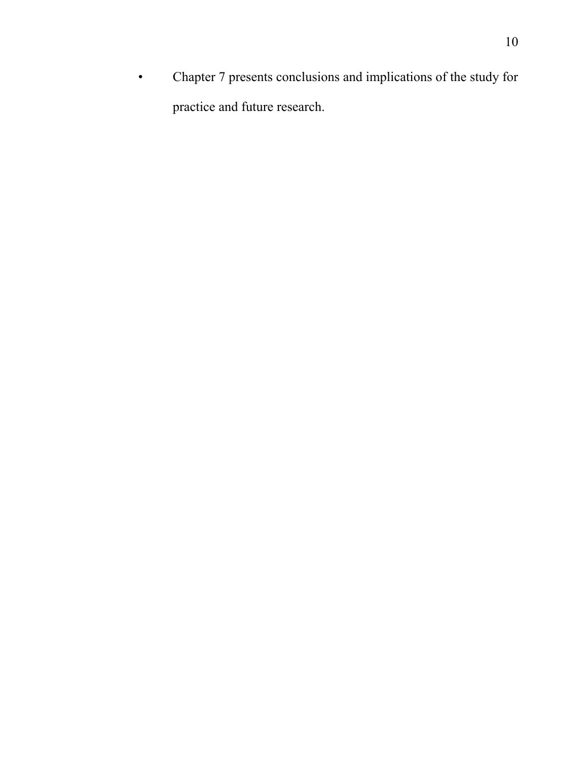- Chapter 7 presents conclusions and implications of the study for practice and future research.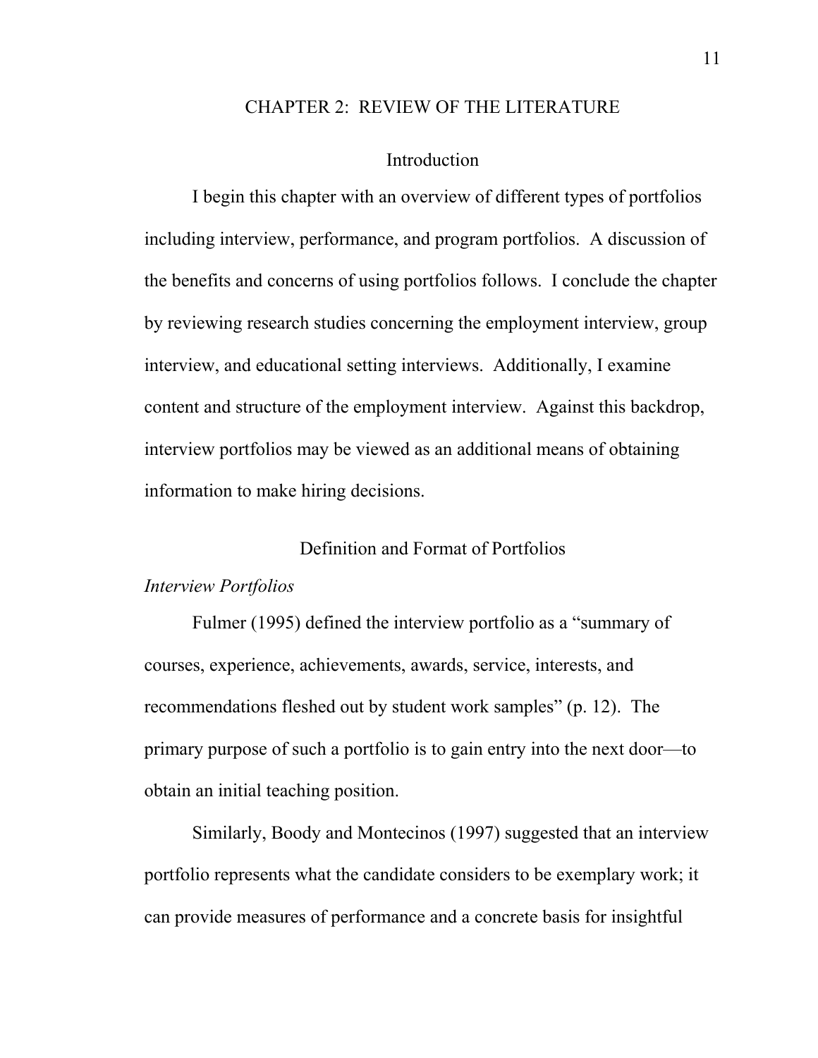# CHAPTER 2: REVIEW OF THE LITERATURE

## Introduction

I begin this chapter with an overview of different types of portfolios including interview, performance, and program portfolios. A discussion of the benefits and concerns of using portfolios follows. I conclude the chapter by reviewing research studies concerning the employment interview, group interview, and educational setting interviews. Additionally, I examine content and structure of the employment interview. Against this backdrop, interview portfolios may be viewed as an additional means of obtaining information to make hiring decisions.

## Definition and Format of Portfolios

### *Interview Portfolios*

Fulmer (1995) defined the interview portfolio as a "summary of courses, experience, achievements, awards, service, interests, and recommendations fleshed out by student work samples" (p. 12). The primary purpose of such a portfolio is to gain entry into the next door—to obtain an initial teaching position.

Similarly, Boody and Montecinos (1997) suggested that an interview portfolio represents what the candidate considers to be exemplary work; it can provide measures of performance and a concrete basis for insightful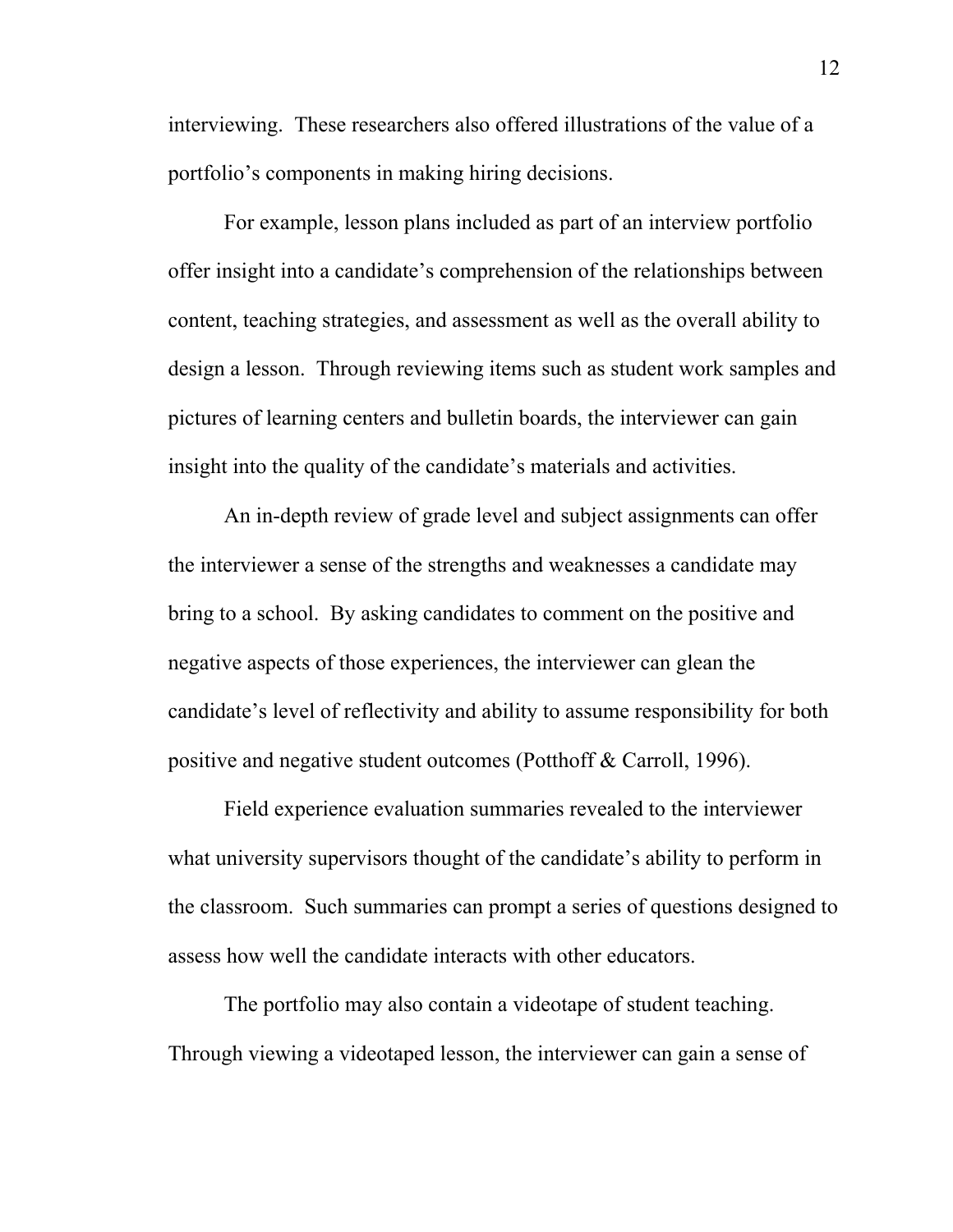interviewing. These researchers also offered illustrations of the value of a portfolio's components in making hiring decisions.

For example, lesson plans included as part of an interview portfolio offer insight into a candidate's comprehension of the relationships between content, teaching strategies, and assessment as well as the overall ability to design a lesson. Through reviewing items such as student work samples and pictures of learning centers and bulletin boards, the interviewer can gain insight into the quality of the candidate's materials and activities.

An in-depth review of grade level and subject assignments can offer the interviewer a sense of the strengths and weaknesses a candidate may bring to a school. By asking candidates to comment on the positive and negative aspects of those experiences, the interviewer can glean the candidate's level of reflectivity and ability to assume responsibility for both positive and negative student outcomes (Potthoff & Carroll, 1996).

Field experience evaluation summaries revealed to the interviewer what university supervisors thought of the candidate's ability to perform in the classroom. Such summaries can prompt a series of questions designed to assess how well the candidate interacts with other educators.

The portfolio may also contain a videotape of student teaching. Through viewing a videotaped lesson, the interviewer can gain a sense of